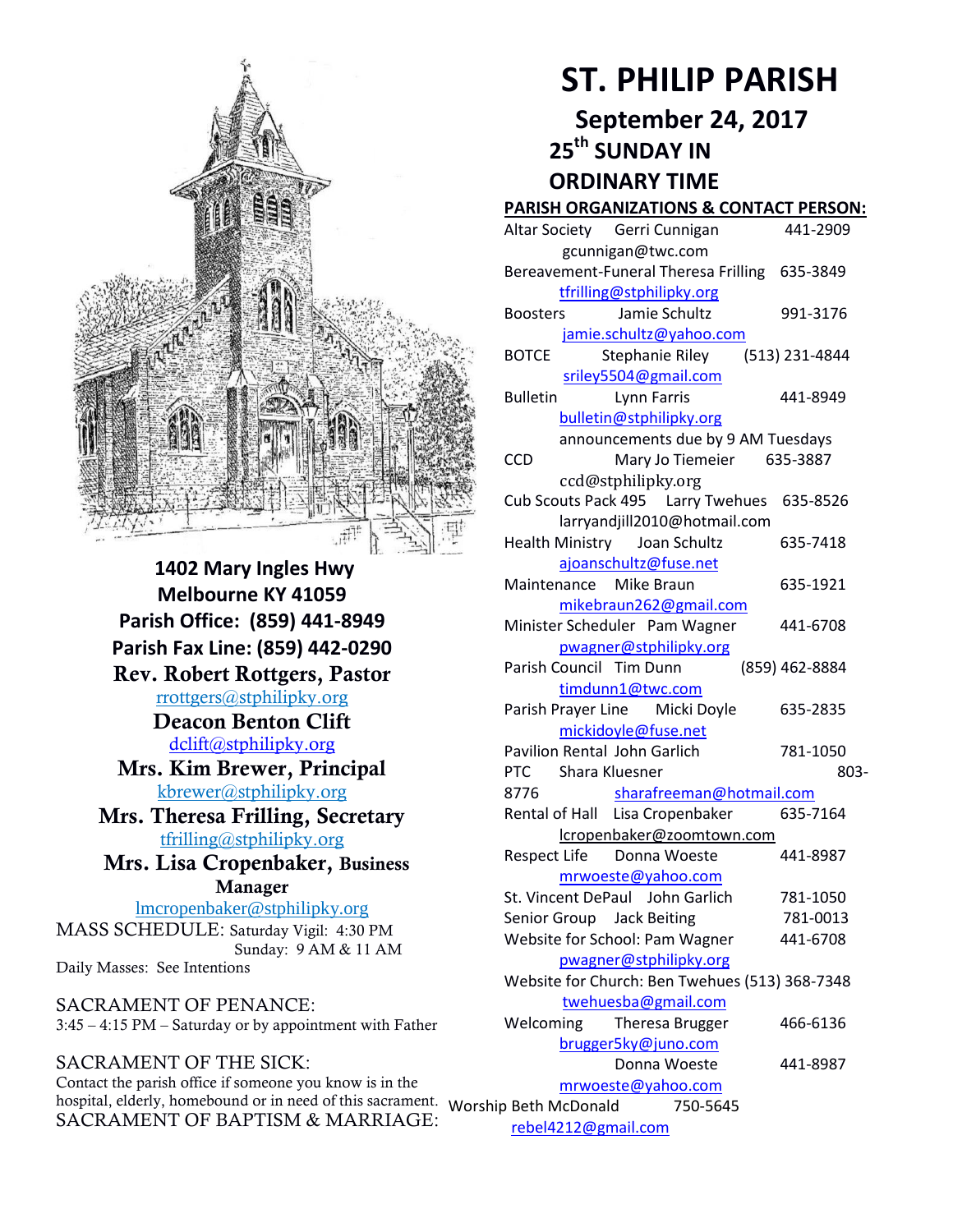# ST. PHILIP PARISH

## September 24, 2017

## 25th SUNDAY IN ORDINARY TIME

**1402 Mary Ingles Hwy**
**Melbourne KY 41059**
**Parish Office: (859) 441-8949**
**Parish Fax Line: (859) 442-0290**

**Rev. Robert Rottgers, Pastor**
rrottgers@stphilipky.org

**Deacon Benton Clift**
dclift@stphilipky.org

**Mrs. Kim Brewer, Principal**
kbrewer@stphilipky.org

**Mrs. Theresa Frilling, Secretary**
tfrilling@stphilipky.org

**Mrs. Lisa Cropenbaker, Business Manager**
lmcropenbaker@stphilipky.org

MASS SCHEDULE: Saturday Vigil: 4:30 PM
Sunday: 9 AM & 11 AM
Daily Masses: See Intentions

SACRAMENT OF PENANCE:
3:45 – 4:15 PM – Saturday or by appointment with Father

SACRAMENT OF THE SICK:
Contact the parish office if someone you know is in the hospital, elderly, homebound or in need of this sacrament.

SACRAMENT OF BAPTISM & MARRIAGE:

**PARISH ORGANIZATIONS & CONTACT PERSON:**

Altar Society   Gerri Cunnigan   441-2909
gcunnigan@twc.com

Bereavement-Funeral Theresa Frilling   635-3849
tfrilling@stphilipky.org

Boosters   Jamie Schultz   991-3176
jamie.schultz@yahoo.com

BOTCE   Stephanie Riley   (513) 231-4844
sriley5504@gmail.com

Bulletin   Lynn Farris   441-8949
bulletin@stphilipky.org
announcements due by 9 AM Tuesdays

CCD   Mary Jo Tiemeier   635-3887
ccd@stphilipky.org

Cub Scouts Pack 495   Larry Twehues   635-8526
larryandjill2010@hotmail.com

Health Ministry   Joan Schultz   635-7418
ajoanschultz@fuse.net

Maintenance   Mike Braun   635-1921
mikebraun262@gmail.com

Minister Scheduler   Pam Wagner   441-6708
pwagner@stphilipky.org

Parish Council   Tim Dunn   (859) 462-8884
timdunn1@twc.com

Parish Prayer Line   Micki Doyle   635-2835
mickidoyle@fuse.net

Pavilion Rental John Garlich   781-1050

PTC   Shara Kluesner   803-8776
sharafreeman@hotmail.com

Rental of Hall   Lisa Cropenbaker   635-7164
lcropenbaker@zoomtown.com

Respect Life   Donna Woeste   441-8987
mrwoeste@yahoo.com

St. Vincent DePaul   John Garlich   781-1050

Senior Group   Jack Beiting   781-0013

Website for School: Pam Wagner   441-6708
pwagner@stphilipky.org

Website for Church: Ben Twehues (513) 368-7348
twehuesba@gmail.com

Welcoming   Theresa Brugger   466-6136
brugger5ky@juno.com
Donna Woeste   441-8987
mrwoeste@yahoo.com

Worship Beth McDonald   750-5645
rebel4212@gmail.com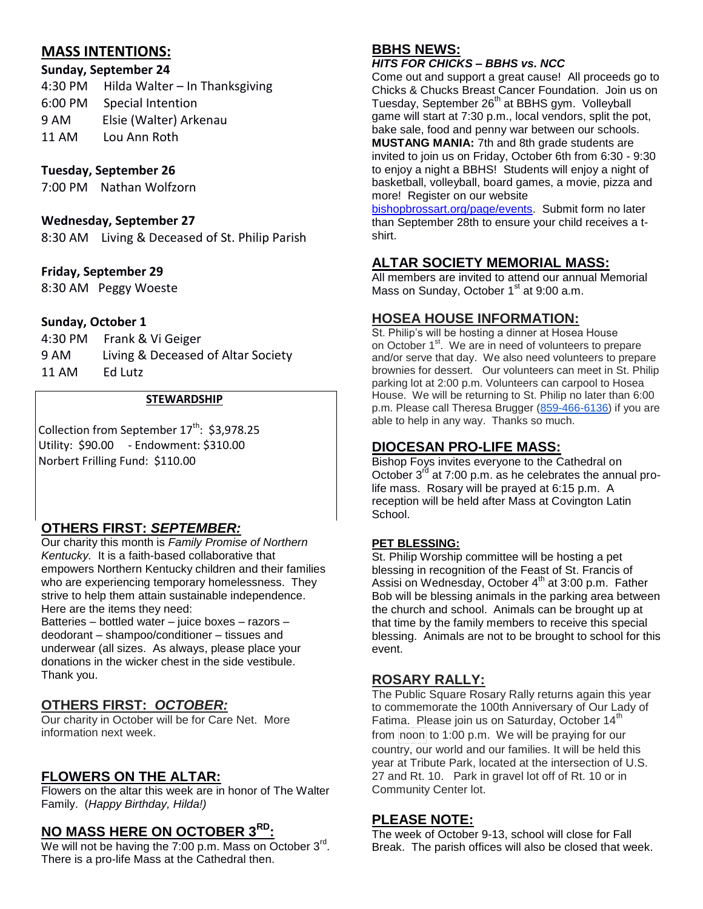## MASS INTENTIONS:

**Sunday, September 24**

4:30 PM Hilda Walter – In Thanksgiving
6:00 PM Special Intention
9 AM Elsie (Walter) Arkenau
11 AM Lou Ann Roth

**Tuesday, September 26**

7:00 PM Nathan Wolfzorn

**Wednesday, September 27**

8:30 AM Living & Deceased of St. Philip Parish

**Friday, September 29**

8:30 AM Peggy Woeste

**Sunday, October 1**

4:30 PM Frank & Vi Geiger
9 AM Living & Deceased of Altar Society
11 AM Ed Lutz

**STEWARDSHIP**

Collection from September 17th: $3,978.25
Utility: $90.00 - Endowment: $310.00
Norbert Frilling Fund: $110.00

## OTHERS FIRST: *SEPTEMBER:*

Our charity this month is *Family Promise of Northern Kentucky.* It is a faith-based collaborative that empowers Northern Kentucky children and their families who are experiencing temporary homelessness. They strive to help them attain sustainable independence. Here are the items they need:
Batteries – bottled water – juice boxes – razors – deodorant – shampoo/conditioner – tissues and underwear (all sizes. As always, please place your donations in the wicker chest in the side vestibule. Thank you.

## OTHERS FIRST: *OCTOBER:*

Our charity in October will be for Care Net. More information next week.

## FLOWERS ON THE ALTAR:

Flowers on the altar this week are in honor of The Walter Family. (*Happy Birthday, Hilda!)*

## NO MASS HERE ON OCTOBER 3RD:

We will not be having the 7:00 p.m. Mass on October 3rd. There is a pro-life Mass at the Cathedral then.

## BBHS NEWS:

***HITS FOR CHICKS – BBHS vs. NCC***

Come out and support a great cause! All proceeds go to Chicks & Chucks Breast Cancer Foundation. Join us on Tuesday, September 26th at BBHS gym. Volleyball game will start at 7:30 p.m., local vendors, split the pot, bake sale, food and penny war between our schools.
**MUSTANG MANIA:** 7th and 8th grade students are invited to join us on Friday, October 6th from 6:30 - 9:30 to enjoy a night a BBHS! Students will enjoy a night of basketball, volleyball, board games, a movie, pizza and more! Register on our website bishopbrossart.org/page/events. Submit form no later than September 28th to ensure your child receives a t-shirt.

## ALTAR SOCIETY MEMORIAL MASS:

All members are invited to attend our annual Memorial Mass on Sunday, October 1st at 9:00 a.m.

## HOSEA HOUSE INFORMATION:

St. Philip's will be hosting a dinner at Hosea House on October 1st. We are in need of volunteers to prepare and/or serve that day. We also need volunteers to prepare brownies for dessert. Our volunteers can meet in St. Philip parking lot at 2:00 p.m. Volunteers can carpool to Hosea House. We will be returning to St. Philip no later than 6:00 p.m. Please call Theresa Brugger (859-466-6136) if you are able to help in any way. Thanks so much.

## DIOCESAN PRO-LIFE MASS:

Bishop Foys invites everyone to the Cathedral on October 3rd at 7:00 p.m. as he celebrates the annual pro-life mass. Rosary will be prayed at 6:15 p.m. A reception will be held after Mass at Covington Latin School.

### PET BLESSING:

St. Philip Worship committee will be hosting a pet blessing in recognition of the Feast of St. Francis of Assisi on Wednesday, October 4th at 3:00 p.m. Father Bob will be blessing animals in the parking area between the church and school. Animals can be brought up at that time by the family members to receive this special blessing. Animals are not to be brought to school for this event.

## ROSARY RALLY:

The Public Square Rosary Rally returns again this year to commemorate the 100th Anniversary of Our Lady of Fatima. Please join us on Saturday, October 14th from noon to 1:00 p.m. We will be praying for our country, our world and our families. It will be held this year at Tribute Park, located at the intersection of U.S. 27 and Rt. 10. Park in gravel lot off of Rt. 10 or in Community Center lot.

## PLEASE NOTE:

The week of October 9-13, school will close for Fall Break. The parish offices will also be closed that week.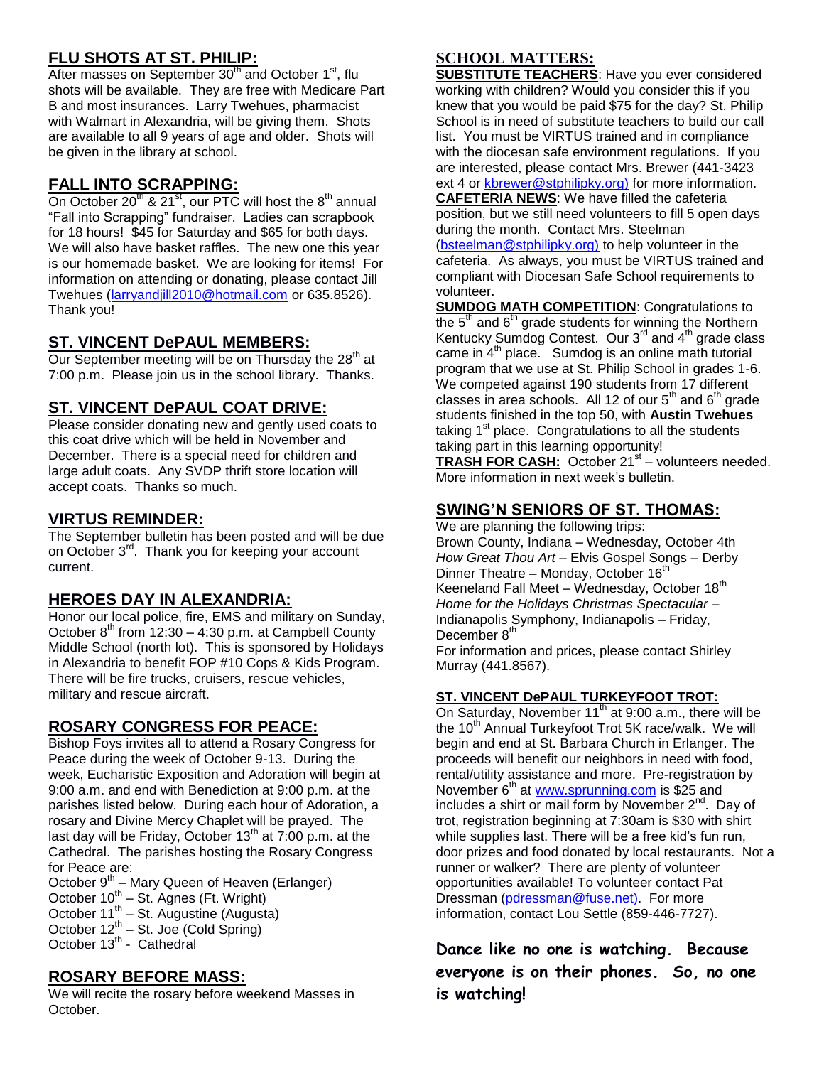## FLU SHOTS AT ST. PHILIP:

After masses on September 30th and October 1st, flu shots will be available. They are free with Medicare Part B and most insurances. Larry Twehues, pharmacist with Walmart in Alexandria, will be giving them. Shots are available to all 9 years of age and older. Shots will be given in the library at school.

## FALL INTO SCRAPPING:

On October 20th & 21st, our PTC will host the 8th annual "Fall into Scrapping" fundraiser. Ladies can scrapbook for 18 hours! $45 for Saturday and $65 for both days. We will also have basket raffles. The new one this year is our homemade basket. We are looking for items! For information on attending or donating, please contact Jill Twehues (larryandjill2010@hotmail.com or 635.8526). Thank you!

## ST. VINCENT DePAUL MEMBERS:

Our September meeting will be on Thursday the 28th at 7:00 p.m. Please join us in the school library. Thanks.

## ST. VINCENT DePAUL COAT DRIVE:

Please consider donating new and gently used coats to this coat drive which will be held in November and December. There is a special need for children and large adult coats. Any SVDP thrift store location will accept coats. Thanks so much.

## VIRTUS REMINDER:

The September bulletin has been posted and will be due on October 3rd. Thank you for keeping your account current.

## HEROES DAY IN ALEXANDRIA:

Honor our local police, fire, EMS and military on Sunday, October 8th from 12:30 – 4:30 p.m. at Campbell County Middle School (north lot). This is sponsored by Holidays in Alexandria to benefit FOP #10 Cops & Kids Program. There will be fire trucks, cruisers, rescue vehicles, military and rescue aircraft.

## ROSARY CONGRESS FOR PEACE:

Bishop Foys invites all to attend a Rosary Congress for Peace during the week of October 9-13. During the week, Eucharistic Exposition and Adoration will begin at 9:00 a.m. and end with Benediction at 9:00 p.m. at the parishes listed below. During each hour of Adoration, a rosary and Divine Mercy Chaplet will be prayed. The last day will be Friday, October 13th at 7:00 p.m. at the Cathedral. The parishes hosting the Rosary Congress for Peace are:

October 9th – Mary Queen of Heaven (Erlanger)
October 10th – St. Agnes (Ft. Wright)
October 11th – St. Augustine (Augusta)
October 12th – St. Joe (Cold Spring)
October 13th - Cathedral

## ROSARY BEFORE MASS:

We will recite the rosary before weekend Masses in October.

## SCHOOL MATTERS:

**SUBSTITUTE TEACHERS**: Have you ever considered working with children? Would you consider this if you knew that you would be paid $75 for the day? St. Philip School is in need of substitute teachers to build our call list. You must be VIRTUS trained and in compliance with the diocesan safe environment regulations. If you are interested, please contact Mrs. Brewer (441-3423 ext 4 or kbrewer@stphilipky.org) for more information.

**CAFETERIA NEWS**: We have filled the cafeteria position, but we still need volunteers to fill 5 open days during the month. Contact Mrs. Steelman (bsteelman@stphilipky.org) to help volunteer in the cafeteria. As always, you must be VIRTUS trained and compliant with Diocesan Safe School requirements to volunteer.

**SUMDOG MATH COMPETITION**: Congratulations to the 5th and 6th grade students for winning the Northern Kentucky Sumdog Contest. Our 3rd and 4th grade class came in 4th place. Sumdog is an online math tutorial program that we use at St. Philip School in grades 1-6. We competed against 190 students from 17 different classes in area schools. All 12 of our 5th and 6th grade students finished in the top 50, with **Austin Twehues** taking 1st place. Congratulations to all the students taking part in this learning opportunity!

**TRASH FOR CASH:** October 21st – volunteers needed. More information in next week's bulletin.

## SWING'N SENIORS OF ST. THOMAS:

We are planning the following trips:
Brown County, Indiana – Wednesday, October 4th
*How Great Thou Art* – Elvis Gospel Songs – Derby Dinner Theatre – Monday, October 16th
Keeneland Fall Meet – Wednesday, October 18th
*Home for the Holidays Christmas Spectacular* – Indianapolis Symphony, Indianapolis – Friday, December 8th
For information and prices, please contact Shirley Murray (441.8567).

### ST. VINCENT DePAUL TURKEYFOOT TROT:

On Saturday, November 11th at 9:00 a.m., there will be the 10th Annual Turkeyfoot Trot 5K race/walk. We will begin and end at St. Barbara Church in Erlanger. The proceeds will benefit our neighbors in need with food, rental/utility assistance and more. Pre-registration by November 6th at www.sprunning.com is $25 and includes a shirt or mail form by November 2nd. Day of trot, registration beginning at 7:30am is $30 with shirt while supplies last. There will be a free kid's fun run, door prizes and food donated by local restaurants. Not a runner or walker? There are plenty of volunteer opportunities available! To volunteer contact Pat Dressman (pdressman@fuse.net). For more information, contact Lou Settle (859-446-7727).

**Dance like no one is watching. Because everyone is on their phones. So, no one is watching!**